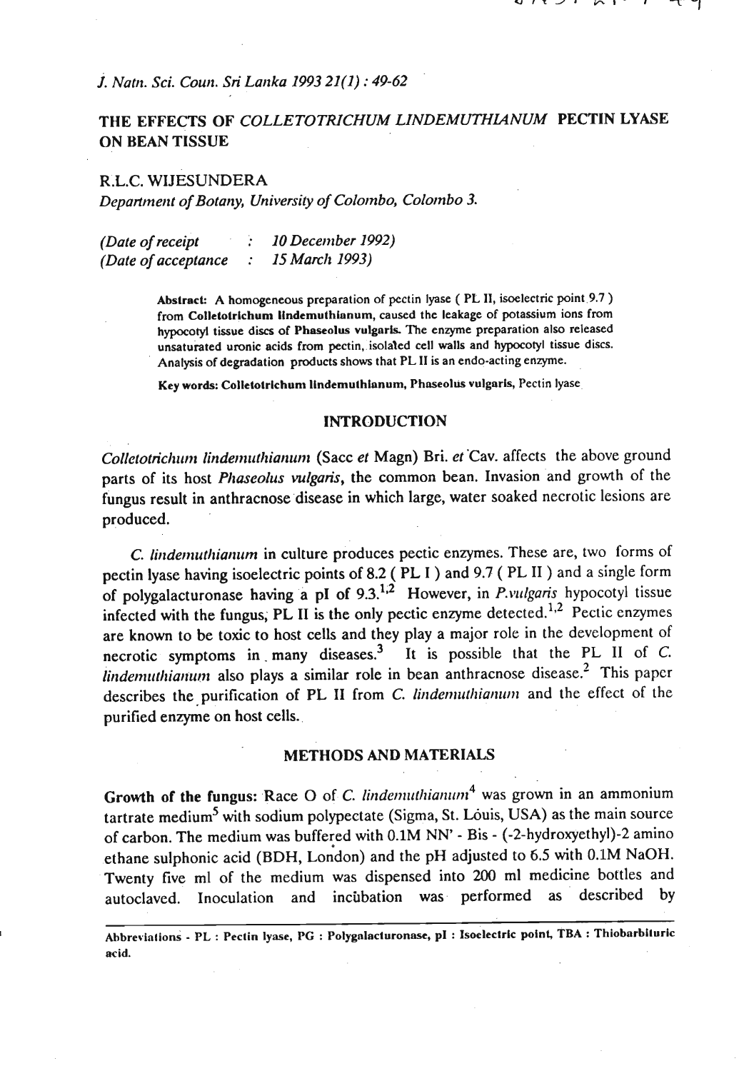# THE EFFECTS OF *COLLETOTRICHUM LINDEMUTHIANUM* PECTIN LYASE ON BEAN TISSUE

R.L.C. WIJESUNDERA

*Department of Botany, University of Colombo, Colombo 3.*

*(Date of receipt : 10 December 1992)*
*(Date of acceptance : 15 March 1993)*

**Abstract:** A homogeneous preparation of pectin lyase ( PL II, isoelectric point 9.7 ) from **Colletotrichum lindemuthianum**, caused the leakage of potassium ions from hypocotyl tissue discs of **Phaseolus vulgaris**. The enzyme preparation also released unsaturated uronic acids from pectin, isolated cell walls and hypocotyl tissue discs. Analysis of degradation products shows that PL II is an endo-acting enzyme.

**Key words: Colletotrichum lindemuthianum, Phaseolus vulgaris,** Pectin lyase

## INTRODUCTION

*Colletotrichum lindemuthianum* (Sacc *et* Magn) Bri. *et* Cav. affects the above ground parts of its host *Phaseolus vulgaris*, the common bean. Invasion and growth of the fungus result in anthracnose disease in which large, water soaked necrotic lesions are produced.

*C. lindemuthianum* in culture produces pectic enzymes. These are, two forms of pectin lyase having isoelectric points of 8.2 ( PL I ) and 9.7 ( PL II ) and a single form of polygalacturonase having a pI of 9.3.[1,2] However, in *P.vulgaris* hypocotyl tissue infected with the fungus, PL II is the only pectic enzyme detected.[1,2] Pectic enzymes are known to be toxic to host cells and they play a major role in the development of necrotic symptoms in many diseases.[3] It is possible that the PL II of *C. lindemuthianum* also plays a similar role in bean anthracnose disease.[2] This paper describes the purification of PL II from *C. lindemuthianum* and the effect of the purified enzyme on host cells.

## METHODS AND MATERIALS

**Growth of the fungus:** Race O of *C. lindemuthianum*[4] was grown in an ammonium tartrate medium[5] with sodium polypectate (Sigma, St. Louis, USA) as the main source of carbon. The medium was buffered with 0.1M NN' - Bis - (-2-hydroxyethyl)-2 amino ethane sulphonic acid (BDH, London) and the pH adjusted to 6.5 with 0.1M NaOH. Twenty five ml of the medium was dispensed into 200 ml medicine bottles and autoclaved. Inoculation and incubation was performed as described by

Abbreviations - PL : Pectin lyase, PG : Polygalacturonase, pI : Isoelectric point, TBA : Thiobarbituric acid.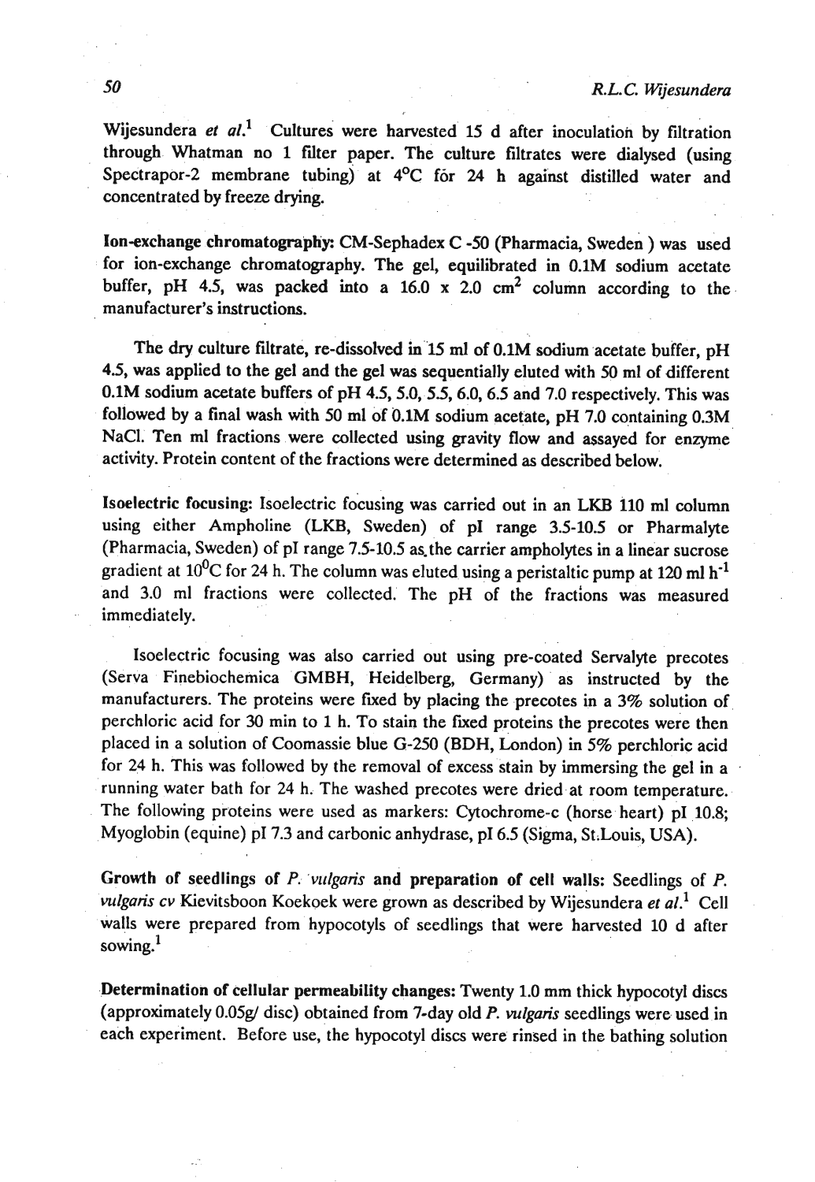Wijesundera *et al.*[1] Cultures were harvested 15 d after inoculation by filtration through Whatman no 1 filter paper. The culture filtrates were dialysed (using Spectrapor-2 membrane tubing) at 4°C for 24 h against distilled water and concentrated by freeze drying.

**Ion-exchange chromatography:** CM-Sephadex C -50 (Pharmacia, Sweden ) was used for ion-exchange chromatography. The gel, equilibrated in 0.1M sodium acetate buffer, pH 4.5, was packed into a 16.0 x 2.0 $cm^2$ column according to the manufacturer's instructions.

The dry culture filtrate, re-dissolved in 15 ml of 0.1M sodium acetate buffer, pH 4.5, was applied to the gel and the gel was sequentially eluted with 50 ml of different 0.1M sodium acetate buffers of pH 4.5, 5.0, 5.5, 6.0, 6.5 and 7.0 respectively. This was followed by a final wash with 50 ml of 0.1M sodium acetate, pH 7.0 containing 0.3M NaCl. Ten ml fractions were collected using gravity flow and assayed for enzyme activity. Protein content of the fractions were determined as described below.

**Isoelectric focusing:** Isoelectric focusing was carried out in an LKB 110 ml column using either Ampholine (LKB, Sweden) of pI range 3.5-10.5 or Pharmalyte (Pharmacia, Sweden) of pI range 7.5-10.5 as the carrier ampholytes in a linear sucrose gradient at 10°C for 24 h. The column was eluted using a peristaltic pump at 120 ml $h^{-1}$ and 3.0 ml fractions were collected. The pH of the fractions was measured immediately.

Isoelectric focusing was also carried out using pre-coated Servalyte precotes (Serva Finebiochemica GMBH, Heidelberg, Germany) as instructed by the manufacturers. The proteins were fixed by placing the precotes in a 3% solution of perchloric acid for 30 min to 1 h. To stain the fixed proteins the precotes were then placed in a solution of Coomassie blue G-250 (BDH, London) in 5% perchloric acid for 24 h. This was followed by the removal of excess stain by immersing the gel in a running water bath for 24 h. The washed precotes were dried at room temperature. The following proteins were used as markers: Cytochrome-c (horse heart) pI 10.8; Myoglobin (equine) pI 7.3 and carbonic anhydrase, pI 6.5 (Sigma, St.Louis, USA).

**Growth of seedlings of *P. vulgaris* and preparation of cell walls:** Seedlings of *P. vulgaris cv* Kievitsboon Koekoek were grown as described by Wijesundera *et al.*[1] Cell walls were prepared from hypocotyls of seedlings that were harvested 10 d after sowing.[1]

**Determination of cellular permeability changes:** Twenty 1.0 mm thick hypocotyl discs (approximately 0.05g/ disc) obtained from 7-day old *P. vulgaris* seedlings were used in each experiment. Before use, the hypocotyl discs were rinsed in the bathing solution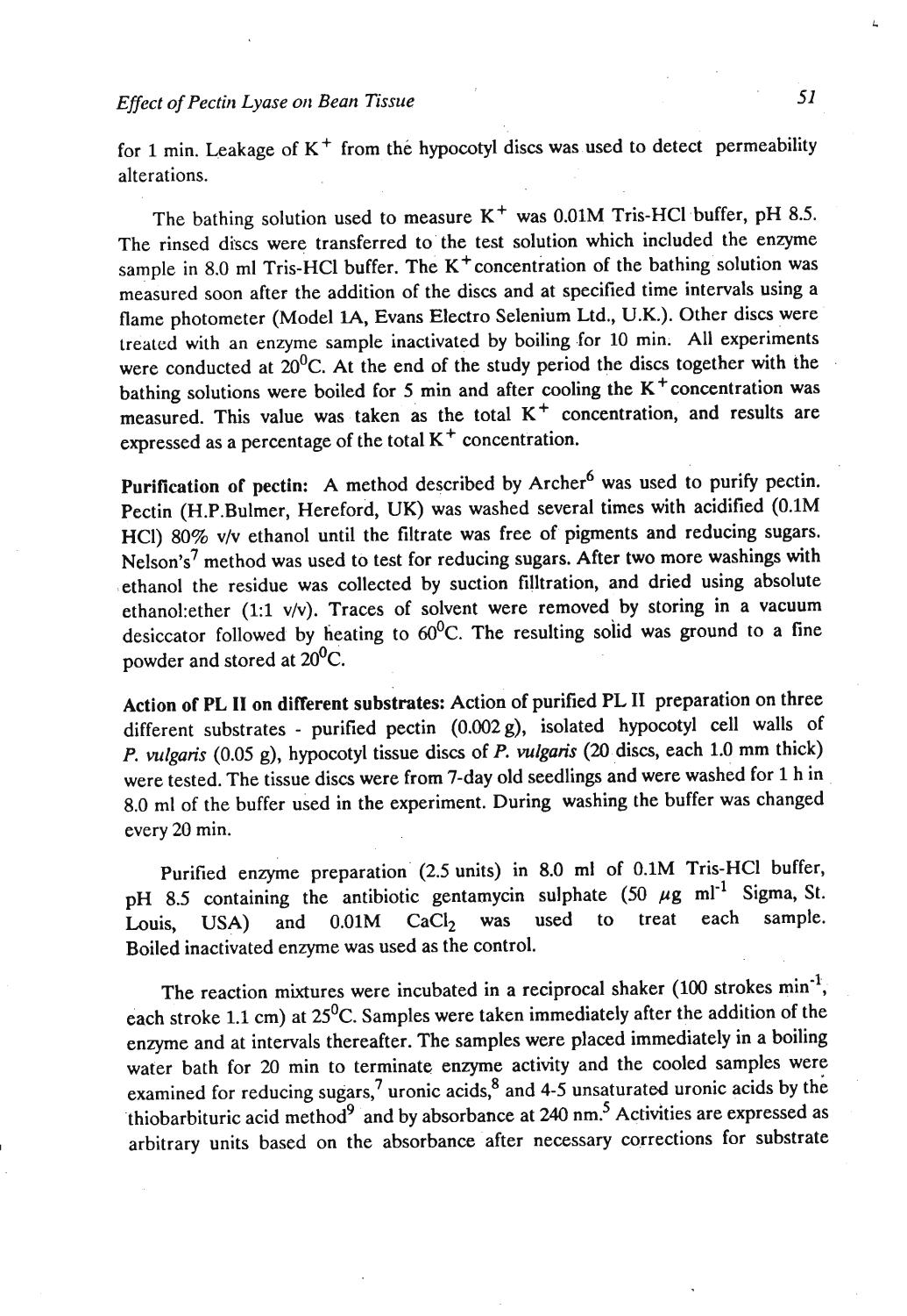for 1 min. Leakage of $K^+$ from the hypocotyl discs was used to detect permeability alterations.

The bathing solution used to measure $K^+$ was 0.01M Tris-HCl buffer, pH 8.5. The rinsed discs were transferred to the test solution which included the enzyme sample in 8.0 ml Tris-HCl buffer. The $K^+$ concentration of the bathing solution was measured soon after the addition of the discs and at specified time intervals using a flame photometer (Model 1A, Evans Electro Selenium Ltd., U.K.). Other discs were treated with an enzyme sample inactivated by boiling for 10 min. All experiments were conducted at 20$^0$C. At the end of the study period the discs together with the bathing solutions were boiled for 5 min and after cooling the $K^+$ concentration was measured. This value was taken as the total $K^+$ concentration, and results are expressed as a percentage of the total $K^+$ concentration.

**Purification of pectin:** A method described by Archer[6] was used to purify pectin. Pectin (H.P.Bulmer, Hereford, UK) was washed several times with acidified (0.1M HCl) 80% v/v ethanol until the filtrate was free of pigments and reducing sugars. Nelson's[7] method was used to test for reducing sugars. After two more washings with ethanol the residue was collected by suction filltration, and dried using absolute ethanol:ether (1:1 v/v). Traces of solvent were removed by storing in a vacuum desiccator followed by heating to 60$^0$C. The resulting solid was ground to a fine powder and stored at 20$^0$C.

**Action of PL II on different substrates:** Action of purified PL II preparation on three different substrates - purified pectin (0.002 g), isolated hypocotyl cell walls of *P. vulgaris* (0.05 g), hypocotyl tissue discs of *P. vulgaris* (20 discs, each 1.0 mm thick) were tested. The tissue discs were from 7-day old seedlings and were washed for 1 h in 8.0 ml of the buffer used in the experiment. During washing the buffer was changed every 20 min.

Purified enzyme preparation (2.5 units) in 8.0 ml of 0.1M Tris-HCl buffer, pH 8.5 containing the antibiotic gentamycin sulphate (50 $\mu$g ml$^{-1}$ Sigma, St. Louis, USA) and 0.01M $CaCl_2$ was used to treat each sample. Boiled inactivated enzyme was used as the control.

The reaction mixtures were incubated in a reciprocal shaker (100 strokes min$^{-1}$, each stroke 1.1 cm) at 25$^0$C. Samples were taken immediately after the addition of the enzyme and at intervals thereafter. The samples were placed immediately in a boiling water bath for 20 min to terminate enzyme activity and the cooled samples were examined for reducing sugars,[7] uronic acids,[8] and 4-5 unsaturated uronic acids by the thiobarbituric acid method[9] and by absorbance at 240 nm.[5] Activities are expressed as arbitrary units based on the absorbance after necessary corrections for substrate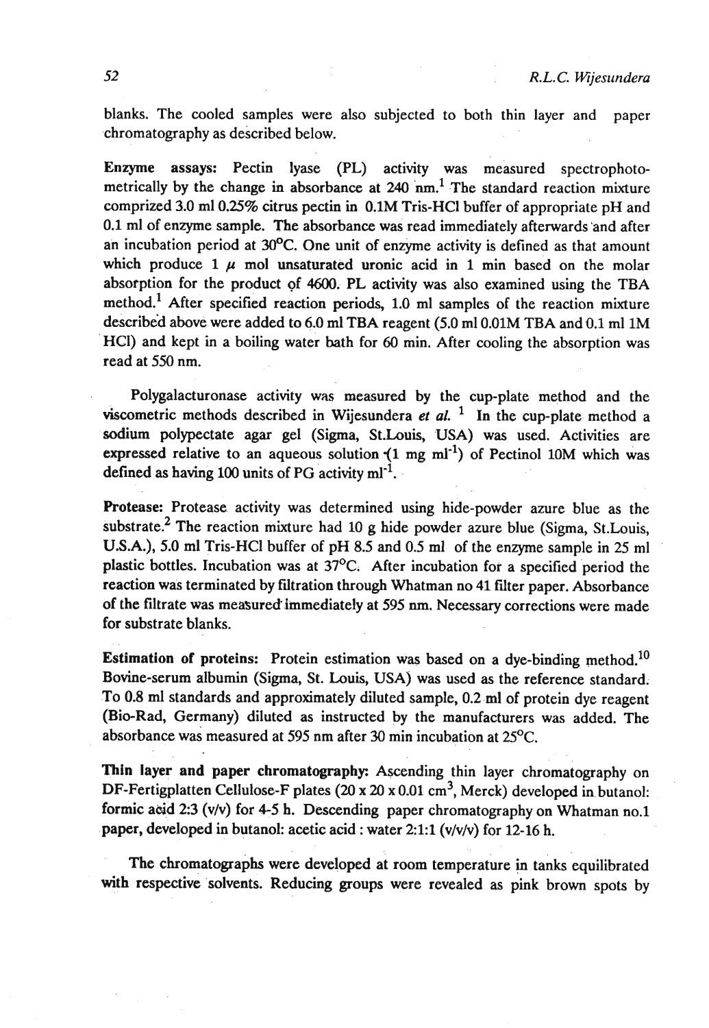blanks. The cooled samples were also subjected to both thin layer and paper chromatography as described below.

**Enzyme assays:** Pectin lyase (PL) activity was measured spectrophotometrically by the change in absorbance at 240 nm.[1] The standard reaction mixture comprized 3.0 ml 0.25% citrus pectin in 0.1M Tris-HCl buffer of appropriate pH and 0.1 ml of enzyme sample. The absorbance was read immediately afterwards and after an incubation period at 30°C. One unit of enzyme activity is defined as that amount which produce 1 $\mu$ mol unsaturated uronic acid in 1 min based on the molar absorption for the product of 4600. PL activity was also examined using the TBA method.[1] After specified reaction periods, 1.0 ml samples of the reaction mixture described above were added to 6.0 ml TBA reagent (5.0 ml 0.01M TBA and 0.1 ml 1M HCl) and kept in a boiling water bath for 60 min. After cooling the absorption was read at 550 nm.

Polygalacturonase activity was measured by the cup-plate method and the viscometric methods described in Wijesundera *et al.* [1] In the cup-plate method a sodium polypectate agar gel (Sigma, St.Louis, USA) was used. Activities are expressed relative to an aqueous solution (1 mg $ml^{-1}$) of Pectinol 10M which was defined as having 100 units of PG activity $ml^{-1}$.

**Protease:** Protease activity was determined using hide-powder azure blue as the substrate.[2] The reaction mixture had 10 g hide powder azure blue (Sigma, St.Louis, U.S.A.), 5.0 ml Tris-HCl buffer of pH 8.5 and 0.5 ml of the enzyme sample in 25 ml plastic bottles. Incubation was at 37°C. After incubation for a specified period the reaction was terminated by filtration through Whatman no 41 filter paper. Absorbance of the filtrate was measured immediately at 595 nm. Necessary corrections were made for substrate blanks.

**Estimation of proteins:** Protein estimation was based on a dye-binding method.[10] Bovine-serum albumin (Sigma, St. Louis, USA) was used as the reference standard. To 0.8 ml standards and approximately diluted sample, 0.2 ml of protein dye reagent (Bio-Rad, Germany) diluted as instructed by the manufacturers was added. The absorbance was measured at 595 nm after 30 min incubation at 25°C.

**Thin layer and paper chromatography:** Ascending thin layer chromatography on DF-Fertigplatten Cellulose-F plates (20 x 20 x 0.01 $cm^3$, Merck) developed in butanol: formic acid 2:3 (v/v) for 4-5 h. Descending paper chromatography on Whatman no.1 paper, developed in butanol: acetic acid : water 2:1:1 (v/v/v) for 12-16 h.

The chromatographs were developed at room temperature in tanks equilibrated with respective solvents. Reducing groups were revealed as pink brown spots by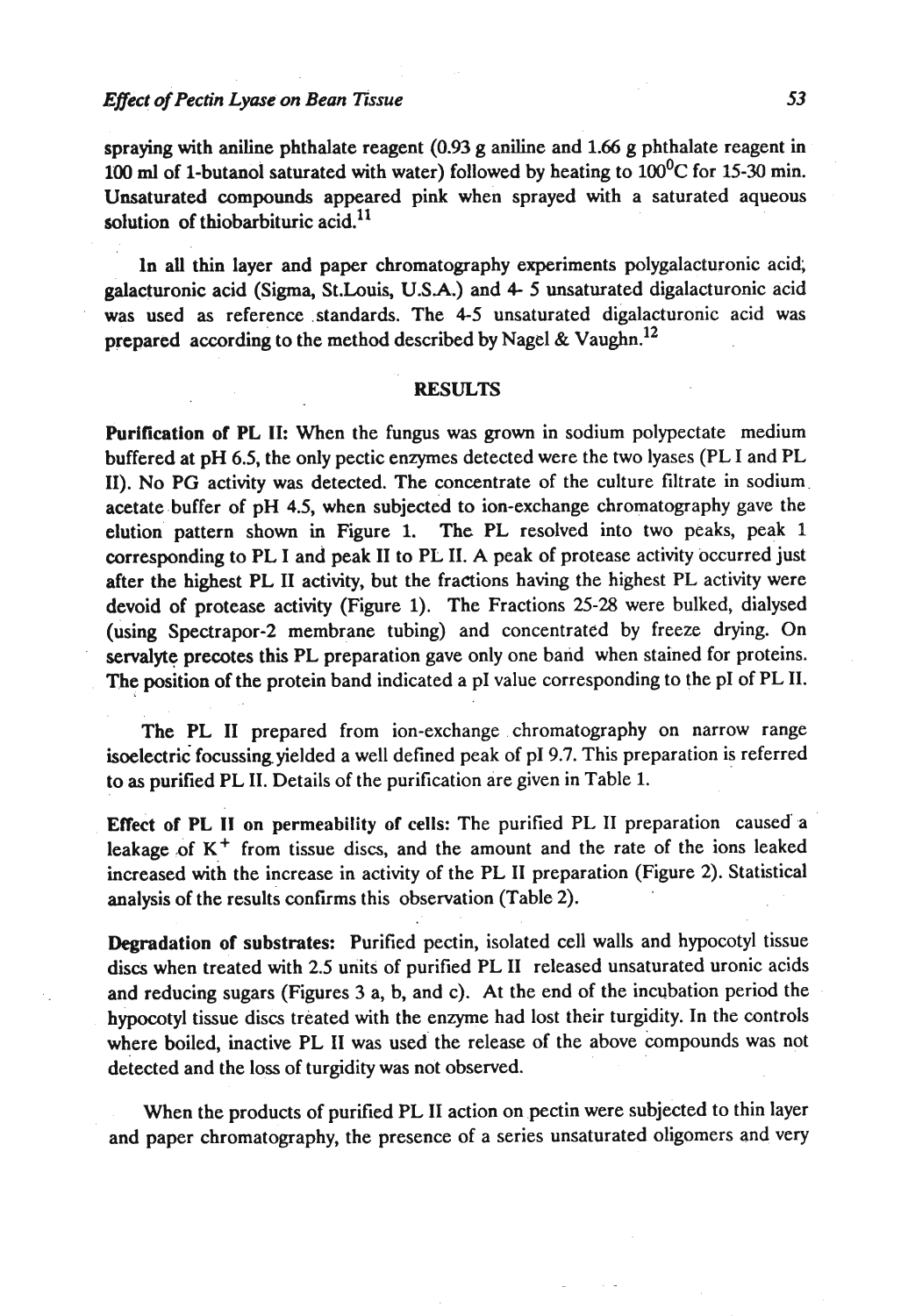spraying with aniline phthalate reagent (0.93 g aniline and 1.66 g phthalate reagent in 100 ml of 1-butanol saturated with water) followed by heating to $100^0$C for 15-30 min. Unsaturated compounds appeared pink when sprayed with a saturated aqueous solution of thiobarbituric acid.[11]

In all thin layer and paper chromatography experiments polygalacturonic acid; galacturonic acid (Sigma, St.Louis, U.S.A.) and 4- 5 unsaturated digalacturonic acid was used as reference standards. The 4-5 unsaturated digalacturonic acid was prepared according to the method described by Nagel & Vaughn.[12]

## RESULTS

**Purification of PL II:** When the fungus was grown in sodium polypectate medium buffered at pH 6.5, the only pectic enzymes detected were the two lyases (PL I and PL II). No PG activity was detected. The concentrate of the culture filtrate in sodium acetate buffer of pH 4.5, when subjected to ion-exchange chromatography gave the elution pattern shown in Figure 1. The PL resolved into two peaks, peak 1 corresponding to PL I and peak II to PL II. A peak of protease activity occurred just after the highest PL II activity, but the fractions having the highest PL activity were devoid of protease activity (Figure 1). The Fractions 25-28 were bulked, dialysed (using Spectrapor-2 membrane tubing) and concentrated by freeze drying. On servalyte precotes this PL preparation gave only one band when stained for proteins. The position of the protein band indicated a pI value corresponding to the pI of PL II.

The PL II prepared from ion-exchange chromatography on narrow range isoelectric focussing yielded a well defined peak of pI 9.7. This preparation is referred to as purified PL II. Details of the purification are given in Table 1.

**Effect of PL II on permeability of cells:** The purified PL II preparation caused a leakage of $K^+$ from tissue discs, and the amount and the rate of the ions leaked increased with the increase in activity of the PL II preparation (Figure 2). Statistical analysis of the results confirms this observation (Table 2).

**Degradation of substrates:** Purified pectin, isolated cell walls and hypocotyl tissue discs when treated with 2.5 units of purified PL II released unsaturated uronic acids and reducing sugars (Figures 3 a, b, and c). At the end of the incubation period the hypocotyl tissue discs treated with the enzyme had lost their turgidity. In the controls where boiled, inactive PL II was used the release of the above compounds was not detected and the loss of turgidity was not observed.

When the products of purified PL II action on pectin were subjected to thin layer and paper chromatography, the presence of a series unsaturated oligomers and very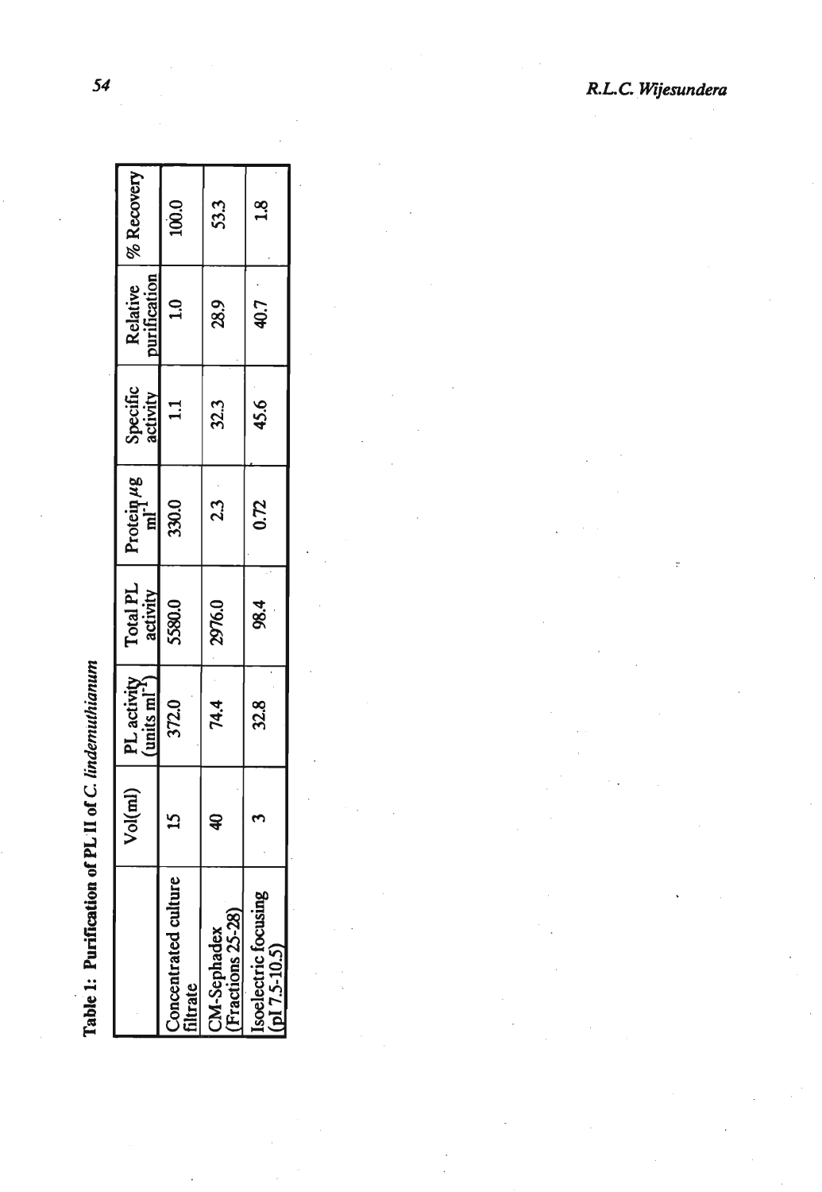**Table 1: Purification of PL II of *C. lindemuthianum***

| | Vol(ml) | PL activity (units $ml^{-1}$) | Total PL activity | Protein $\mu g$ $ml^{-1}$ | Specific activity | Relative purification | % Recovery |
|---|---|---|---|---|---|---|---|
| Concentrated culture filtrate | 15 | 372.0 | 5580.0 | 330.0 | 1.1 | 1.0 | 100.0 |
| CM-Sephadex (Fractions 25-28) | 40 | 74.4 | 2976.0 | 2.3 | 32.3 | 28.9 | 53.3 |
| Isoelectric focusing (pI 7.5-10.5) | 3 | 32.8 | 98.4 | 0.72 | 45.6 | 40.7 | 1.8 |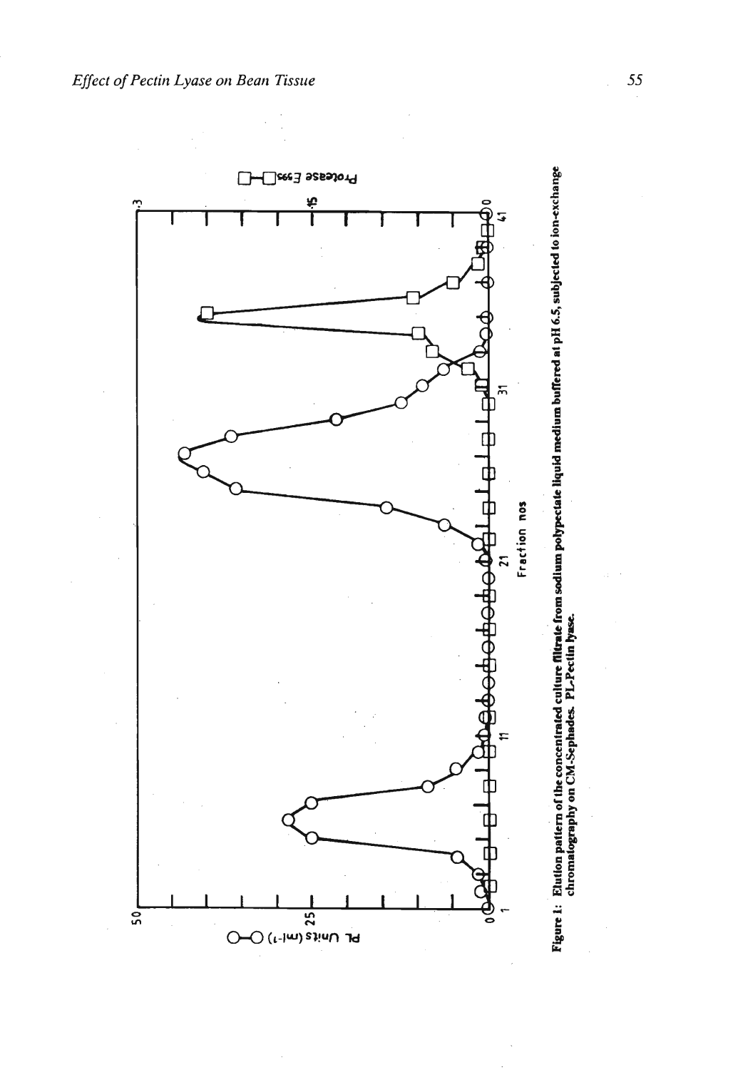**Figure 1:** Elution pattern of the concentrated culture filtrate from sodium polypectate liquid medium buffered at pH 6.5, subjected to ion-exchange chromatography on CM-Sephadex. PL-Pectin lyase.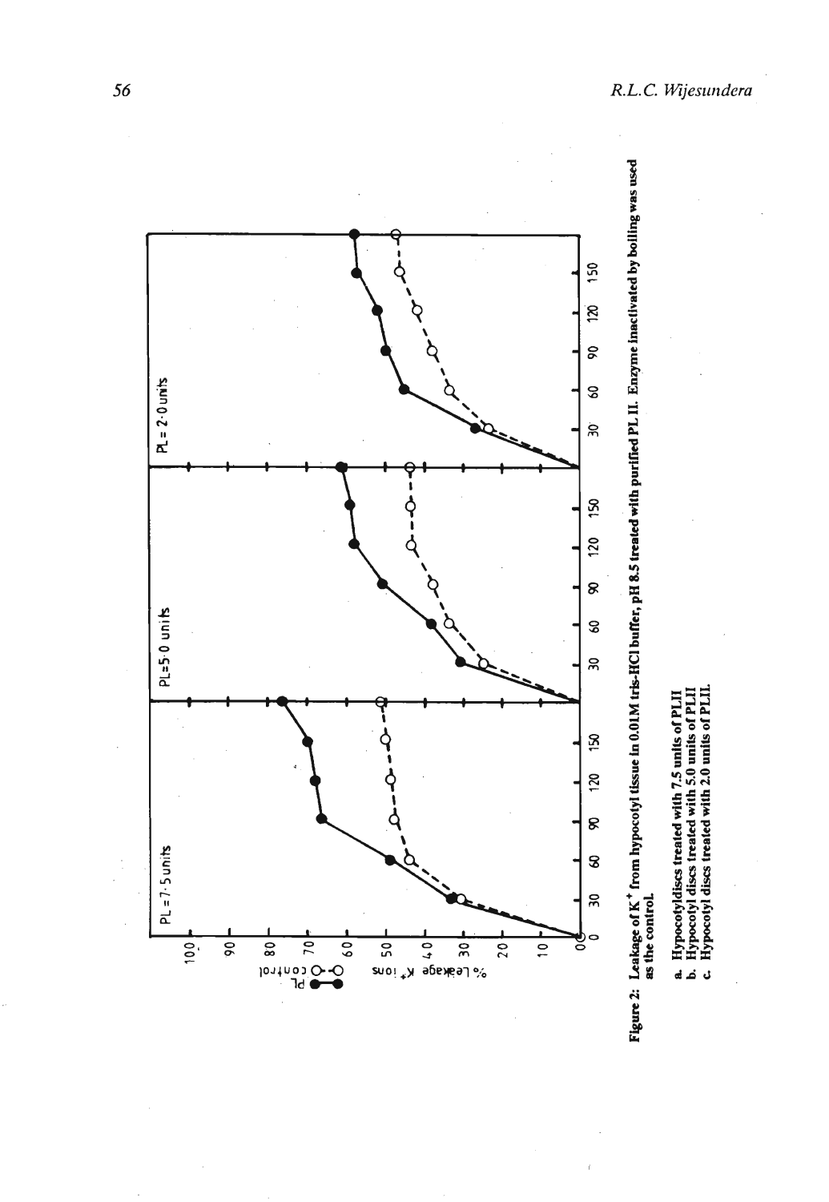**Figure 2:** Leakage of $K^+$ from hypocotyl tissue in 0.01M tris-HCl buffer, pH 8.5 treated with purified PL II. Enzyme inactivated by boiling was used as the control.

a. Hypocotyldiscs treated with 7.5 units of PLII
b. Hypocotyl discs treated with 5.0 units of PLII
c. Hypocotyl discs treated with 2.0 units of PLII.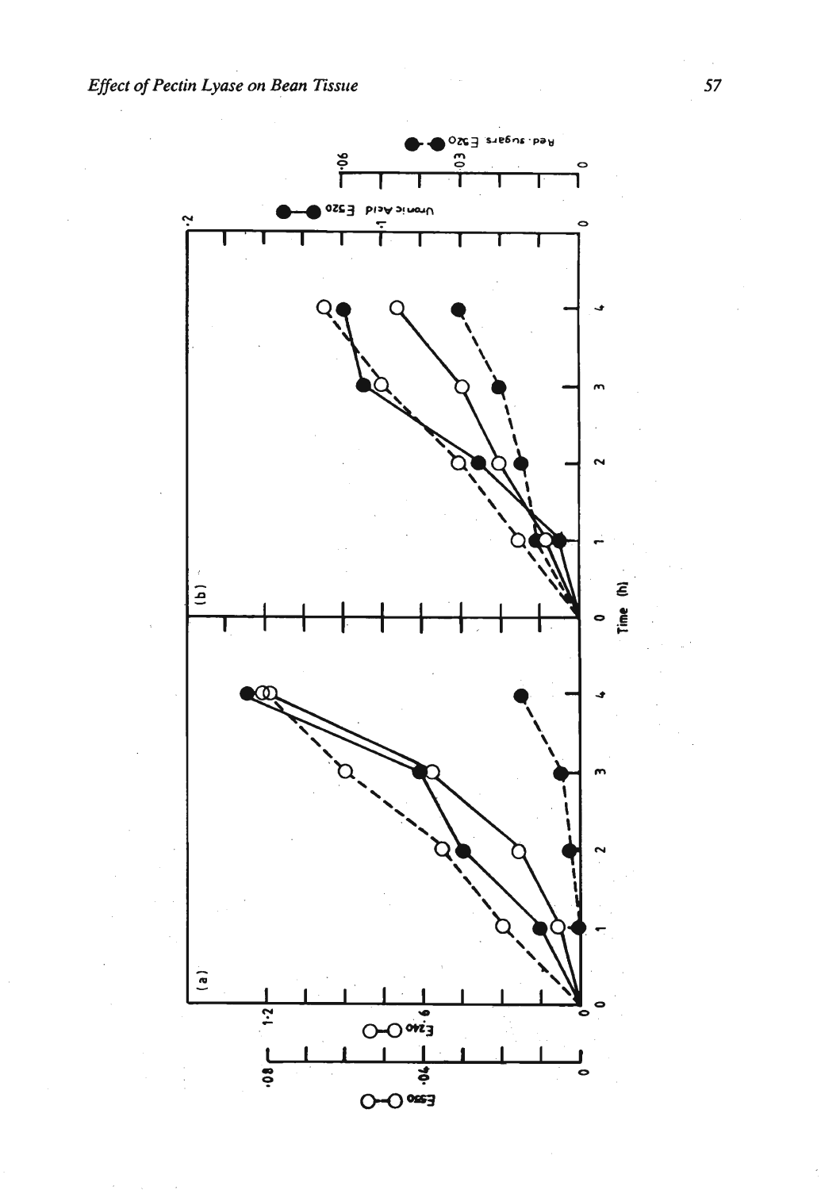(a)

(b)

$E_{550}$ ○—○

$E_{240}$ ○—○

Uronic Acid $E_{520}$ ●—●

Red. sugars $E_{520}$ ●- -●

Time (h)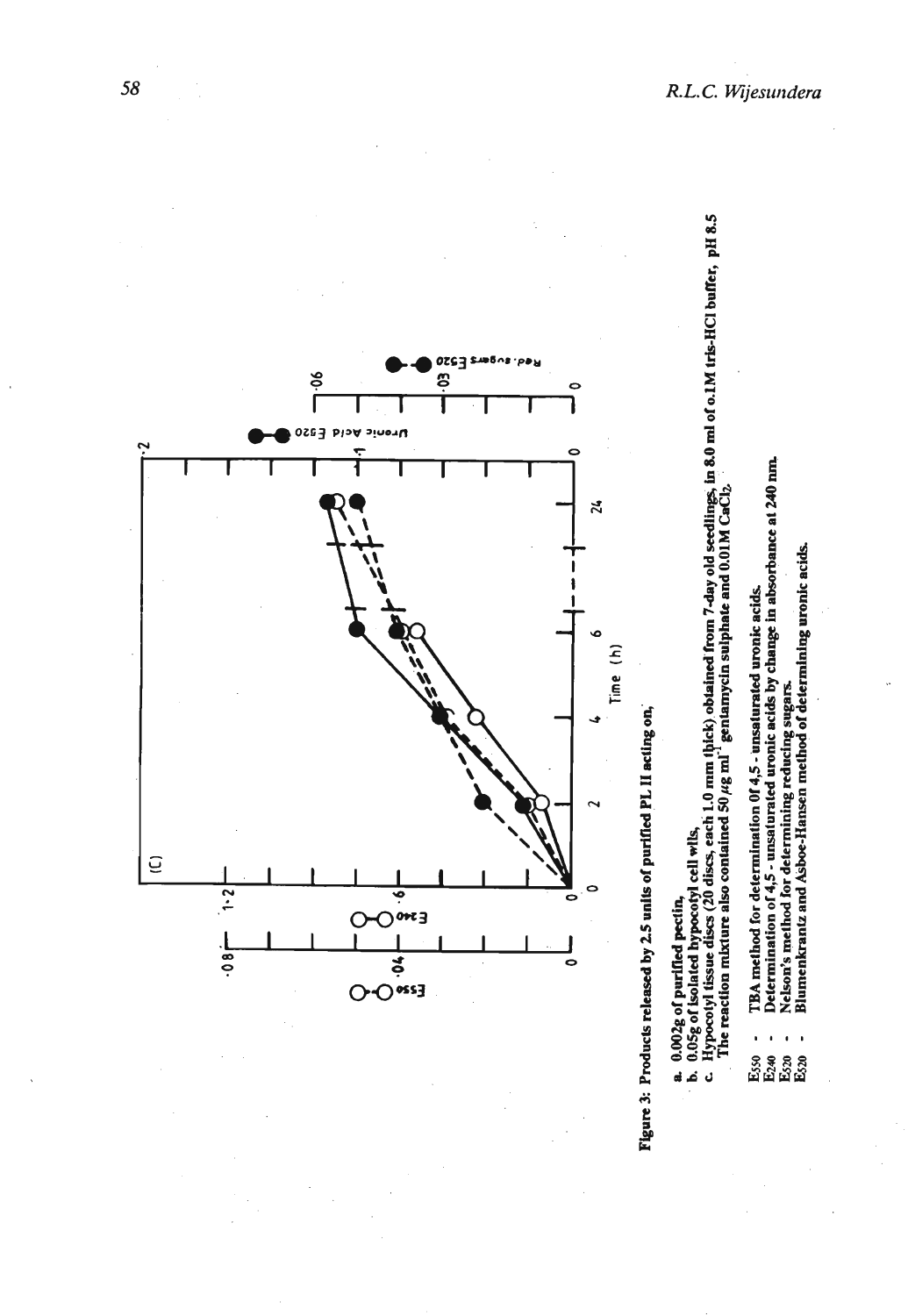**Figure 3: Products released by 2.5 units of purified PL II acting on,**

a. 0.002g of purified pectin,
b. 0.05g of isolated hypocotyl cell wlls,
c. Hypocotyl tissue discs (20 discs, each 1.0 mm thick) obtained from 7-day old seedlings, in 8.0 ml of o.1M tris-HCl buffer, pH 8.5
The reaction mixture also contained 50 $\mu$g ml$^{-1}$ gentamycin sulphate and 0.01M $CaCl_2$

$E_{550}$ - TBA method for determination 0f 4,5 - unsaturated uronic acids.
$E_{240}$ - Determination of 4,5 - unsaturated uronic acids by change in absorbance at 240 nm.
$E_{520}$ - Nelson's method for determining reducing sugars.
$E_{520}$ - Blumenkrantz and Asboe-Hansen method of determining uronic acids.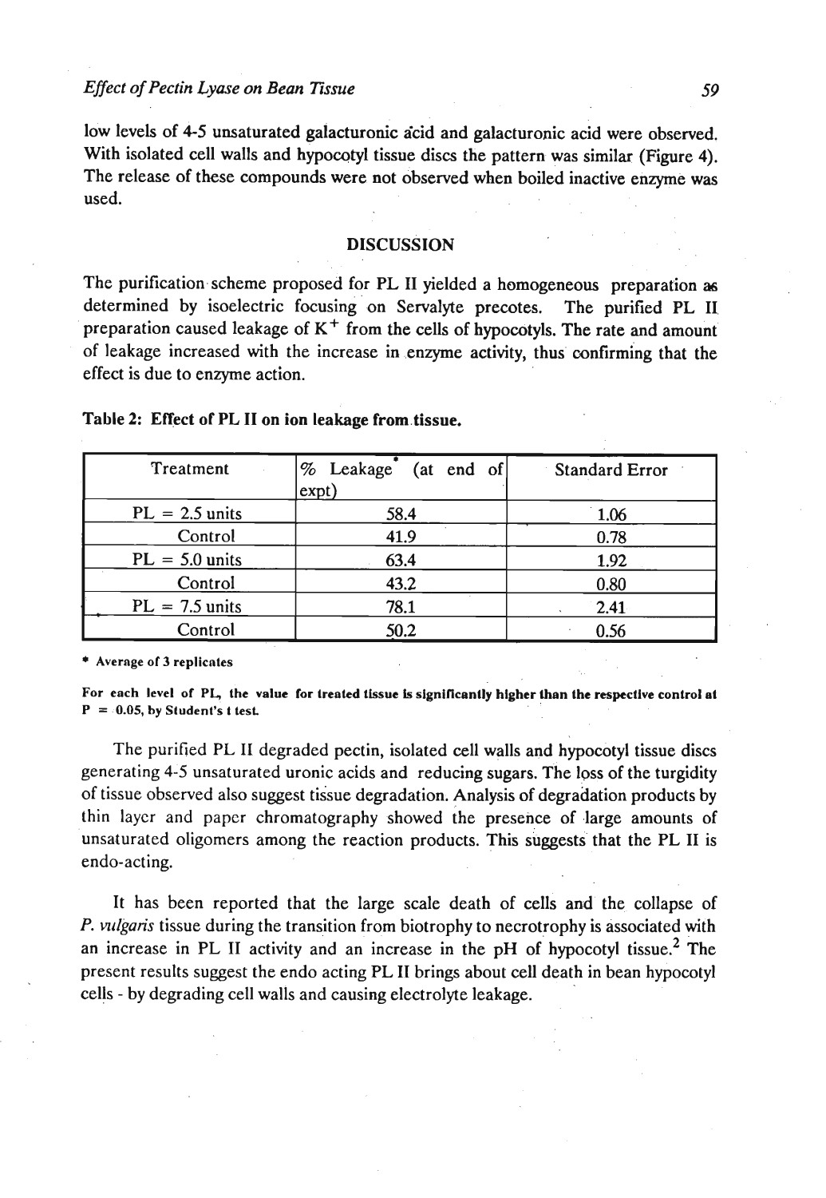low levels of 4-5 unsaturated galacturonic acid and galacturonic acid were observed. With isolated cell walls and hypocotyl tissue discs the pattern was similar (Figure 4). The release of these compounds were not observed when boiled inactive enzyme was used.

## DISCUSSION

The purification scheme proposed for PL II yielded a homogeneous preparation as determined by isoelectric focusing on Servalyte precotes. The purified PL II preparation caused leakage of $K^+$ from the cells of hypocotyls. The rate and amount of leakage increased with the increase in enzyme activity, thus confirming that the effect is due to enzyme action.

**Table 2: Effect of PL II on ion leakage from tissue.**

| Treatment | % Leakage* (at end of expt) | Standard Error |
|---|---|---|
| PL = 2.5 units | 58.4 | 1.06 |
| Control | 41.9 | 0.78 |
| PL = 5.0 units | 63.4 | 1.92 |
| Control | 43.2 | 0.80 |
| PL = 7.5 units | 78.1 | 2.41 |
| Control | 50.2 | 0.56 |

\* Average of 3 replicates

**For each level of PL, the value for treated tissue is significantly higher than the respective control at P = 0.05, by Student's t test.**

The purified PL II degraded pectin, isolated cell walls and hypocotyl tissue discs generating 4-5 unsaturated uronic acids and reducing sugars. The loss of the turgidity of tissue observed also suggest tissue degradation. Analysis of degradation products by thin layer and paper chromatography showed the presence of large amounts of unsaturated oligomers among the reaction products. This suggests that the PL II is endo-acting.

It has been reported that the large scale death of cells and the collapse of *P. vulgaris* tissue during the transition from biotrophy to necrotrophy is associated with an increase in PL II activity and an increase in the pH of hypocotyl tissue.[2] The present results suggest the endo acting PL II brings about cell death in bean hypocotyl cells - by degrading cell walls and causing electrolyte leakage.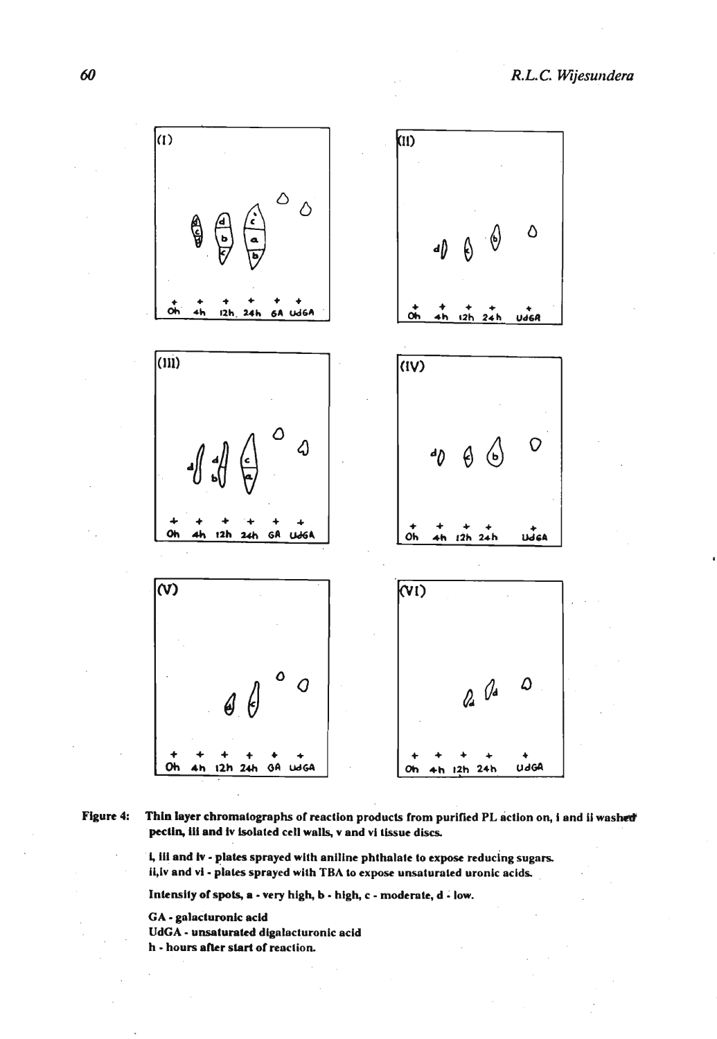**Figure 4:** Thin layer chromatographs of reaction products from purified PL action on, i and ii washed pectin, iii and iv isolated cell walls, v and vi tissue discs.

i, iii and iv - plates sprayed with aniline phthalate to expose reducing sugars.
ii,iv and vi - plates sprayed with TBA to expose unsaturated uronic acids.

Intensity of spots, a - very high, b - high, c - moderate, d - low.

GA - galacturonic acid
UdGA - unsaturated digalacturonic acid
h - hours after start of reaction.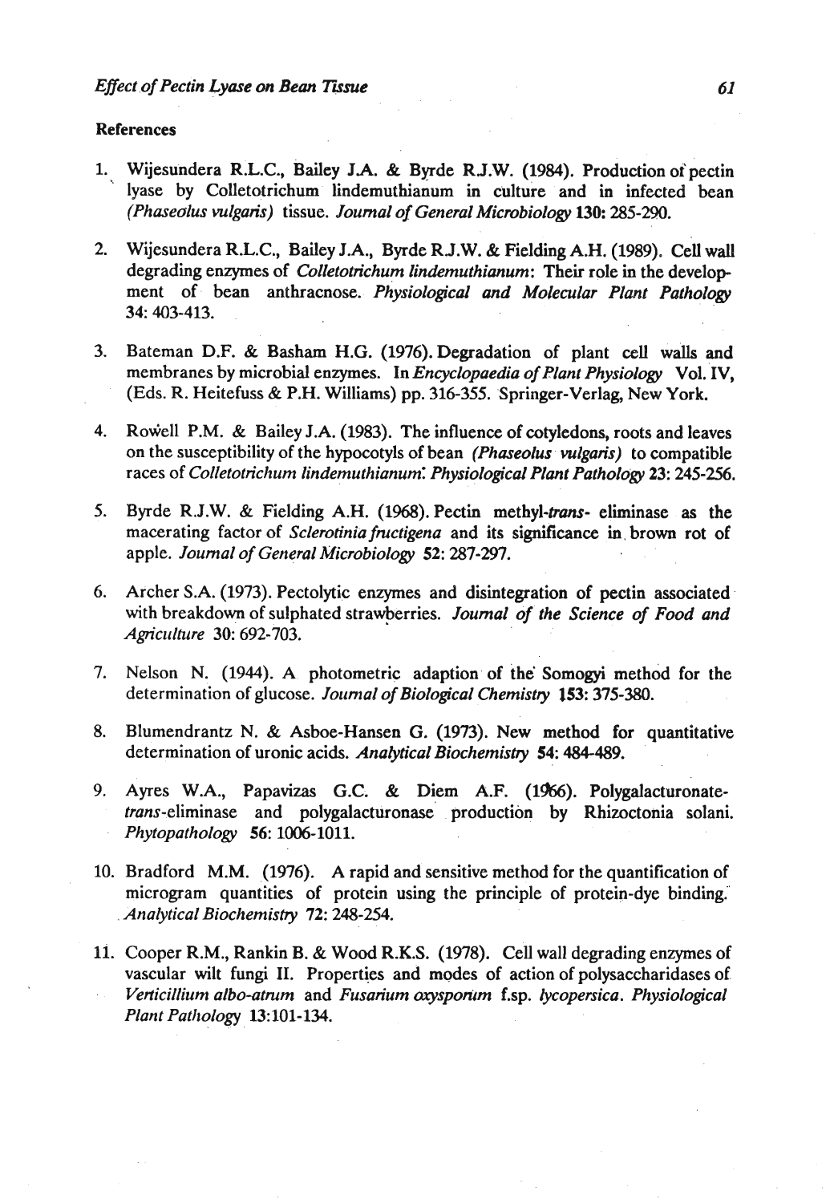## References

1. Wijesundera R.L.C., Bailey J.A. & Byrde R.J.W. (1984). Production of pectin lyase by Colletotrichum lindemuthianum in culture and in infected bean *(Phaseolus vulgaris)* tissue. *Journal of General Microbiology* **130:** 285-290.

2. Wijesundera R.L.C., Bailey J.A., Byrde R.J.W. & Fielding A.H. (1989). Cell wall degrading enzymes of *Colletotrichum lindemuthianum*: Their role in the development of bean anthracnose. *Physiological and Molecular Plant Pathology* 34: 403-413.

3. Bateman D.F. & Basham H.G. (1976). Degradation of plant cell walls and membranes by microbial enzymes. In *Encyclopaedia of Plant Physiology* Vol. IV, (Eds. R. Heitefuss & P.H. Williams) pp. 316-355. Springer-Verlag, New York.

4. Rowell P.M. & Bailey J.A. (1983). The influence of cotyledons, roots and leaves on the susceptibility of the hypocotyls of bean *(Phaseolus vulgaris)* to compatible races of *Colletotrichum lindemuthianum*. *Physiological Plant Pathology* **23:** 245-256.

5. Byrde R.J.W. & Fielding A.H. (1968). Pectin methyl-*trans*- eliminase as the macerating factor of *Sclerotinia fructigena* and its significance in brown rot of apple. *Journal of General Microbiology* **52:** 287-297.

6. Archer S.A. (1973). Pectolytic enzymes and disintegration of pectin associated with breakdown of sulphated strawberries. *Journal of the Science of Food and Agriculture* 30: 692-703.

7. Nelson N. (1944). A photometric adaption of the Somogyi method for the determination of glucose. *Journal of Biological Chemistry* **153:** 375-380.

8. Blumendrantz N. & Asboe-Hansen G. (1973). New method for quantitative determination of uronic acids. *Analytical Biochemistry* **54:** 484-489.

9. Ayres W.A., Papavizas G.C. & Diem A.F. (1966). Polygalacturonate-*trans*-eliminase and polygalacturonase production by Rhizoctonia solani. *Phytopathology* **56:** 1006-1011.

10. Bradford M.M. (1976). A rapid and sensitive method for the quantification of microgram quantities of protein using the principle of protein-dye binding. *Analytical Biochemistry* **72:** 248-254.

11. Cooper R.M., Rankin B. & Wood R.K.S. (1978). Cell wall degrading enzymes of vascular wilt fungi II. Properties and modes of action of polysaccharidases of *Verticillium albo-atrum* and *Fusarium oxysporum* f.sp. *lycopersica*. *Physiological Plant Pathology* **13:**101-134.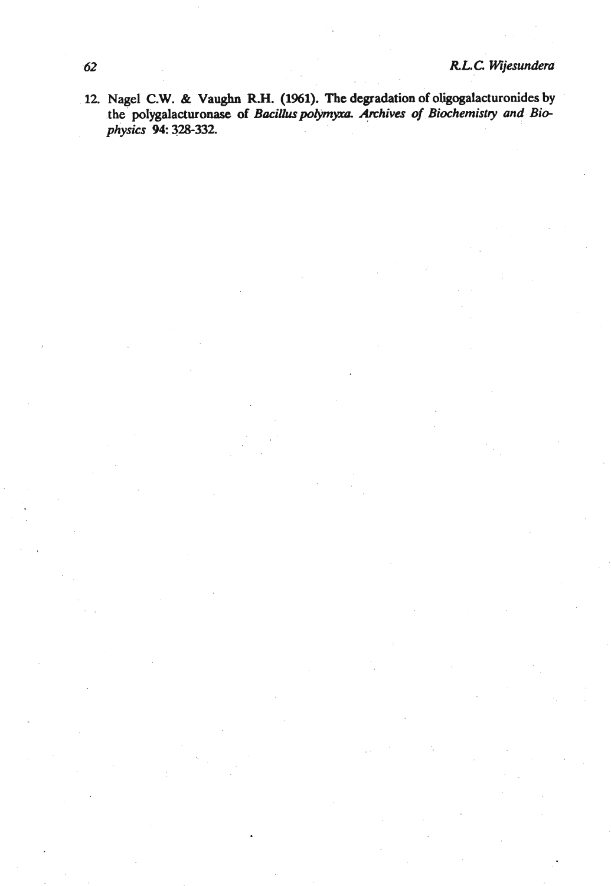12. Nagel C.W. & Vaughn R.H. (1961). The degradation of oligogalacturonides by the polygalacturonase of *Bacillus polymyxa*. *Archives of Biochemistry and Biophysics* **94**: 328-332.